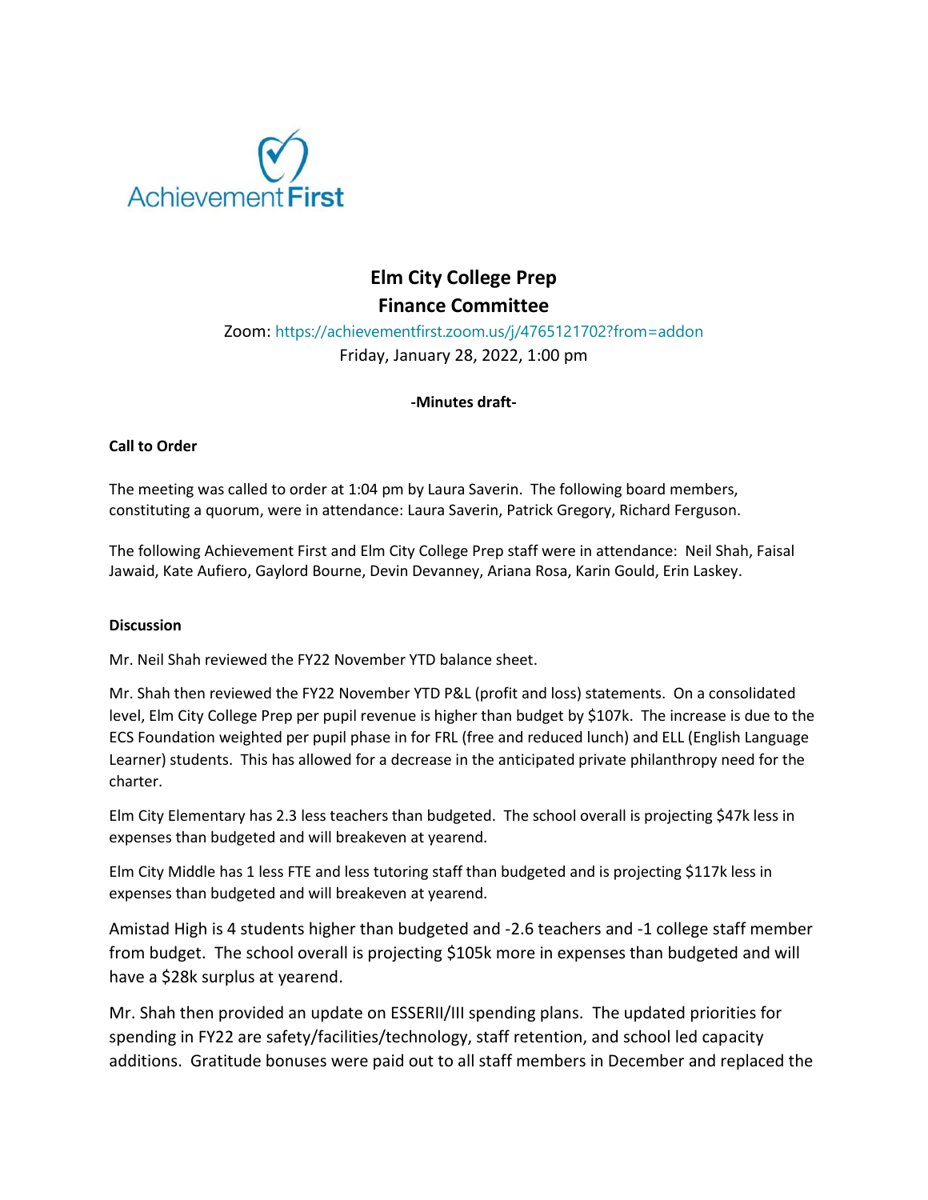# Elm City College Prep
## Finance Committee

Zoom: https://achievementfirst.zoom.us/j/4765121702?from=addon
Friday, January 28, 2022, 1:00 pm

**-Minutes draft-**

**Call to Order**

The meeting was called to order at 1:04 pm by Laura Saverin. The following board members, constituting a quorum, were in attendance: Laura Saverin, Patrick Gregory, Richard Ferguson.

The following Achievement First and Elm City College Prep staff were in attendance: Neil Shah, Faisal Jawaid, Kate Aufiero, Gaylord Bourne, Devin Devanney, Ariana Rosa, Karin Gould, Erin Laskey.

**Discussion**

Mr. Neil Shah reviewed the FY22 November YTD balance sheet.

Mr. Shah then reviewed the FY22 November YTD P&L (profit and loss) statements. On a consolidated level, Elm City College Prep per pupil revenue is higher than budget by $107k. The increase is due to the ECS Foundation weighted per pupil phase in for FRL (free and reduced lunch) and ELL (English Language Learner) students. This has allowed for a decrease in the anticipated private philanthropy need for the charter.

Elm City Elementary has 2.3 less teachers than budgeted. The school overall is projecting $47k less in expenses than budgeted and will breakeven at yearend.

Elm City Middle has 1 less FTE and less tutoring staff than budgeted and is projecting $117k less in expenses than budgeted and will breakeven at yearend.

Amistad High is 4 students higher than budgeted and -2.6 teachers and -1 college staff member from budget. The school overall is projecting $105k more in expenses than budgeted and will have a $28k surplus at yearend.

Mr. Shah then provided an update on ESSERII/III spending plans. The updated priorities for spending in FY22 are safety/facilities/technology, staff retention, and school led capacity additions. Gratitude bonuses were paid out to all staff members in December and replaced the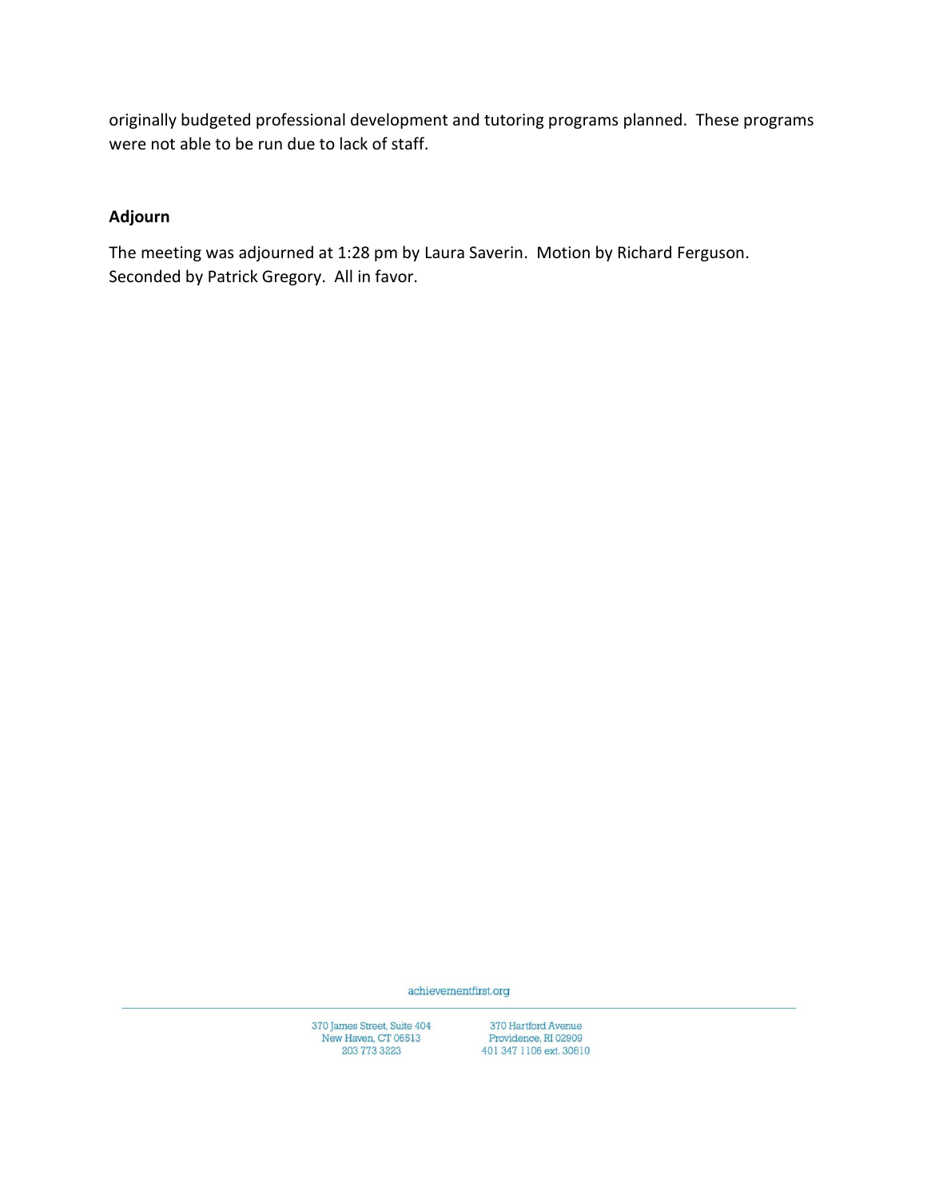originally budgeted professional development and tutoring programs planned. These programs were not able to be run due to lack of staff.

### Adjourn

The meeting was adjourned at 1:28 pm by Laura Saverin. Motion by Richard Ferguson. Seconded by Patrick Gregory. All in favor.